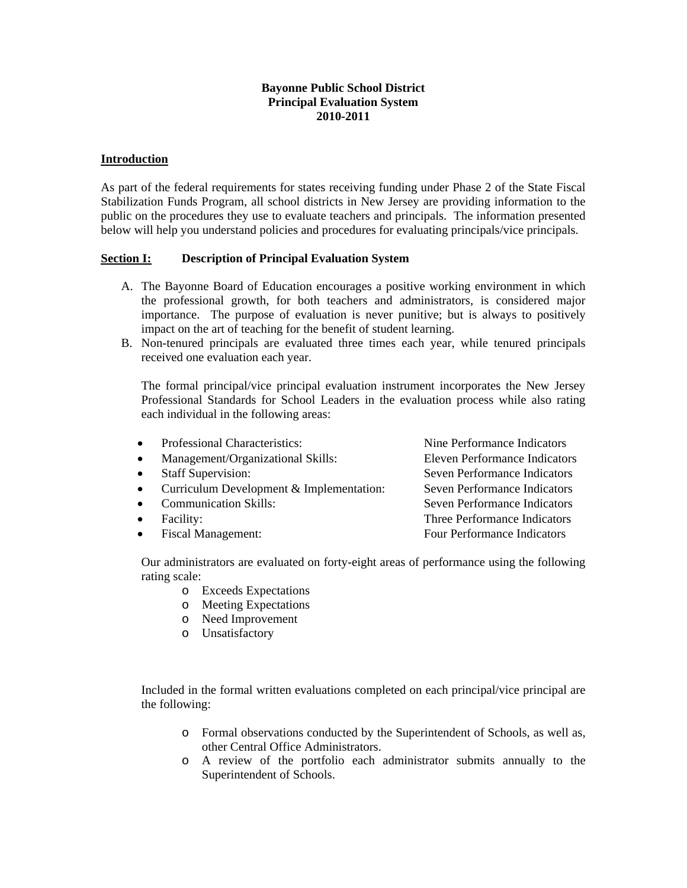**Bayonne Public School District**
**Principal Evaluation System**
**2010-2011**

**Introduction**

As part of the federal requirements for states receiving funding under Phase 2 of the State Fiscal Stabilization Funds Program, all school districts in New Jersey are providing information to the public on the procedures they use to evaluate teachers and principals. The information presented below will help you understand policies and procedures for evaluating principals/vice principals.

**Section I: Description of Principal Evaluation System**

A. The Bayonne Board of Education encourages a positive working environment in which the professional growth, for both teachers and administrators, is considered major importance. The purpose of evaluation is never punitive; but is always to positively impact on the art of teaching for the benefit of student learning.
B. Non-tenured principals are evaluated three times each year, while tenured principals received one evaluation each year.

   The formal principal/vice principal evaluation instrument incorporates the New Jersey Professional Standards for School Leaders in the evaluation process while also rating each individual in the following areas:

   - Professional Characteristics: Nine Performance Indicators
   - Management/Organizational Skills: Eleven Performance Indicators
   - Staff Supervision: Seven Performance Indicators
   - Curriculum Development & Implementation: Seven Performance Indicators
   - Communication Skills: Seven Performance Indicators
   - Facility: Three Performance Indicators
   - Fiscal Management: Four Performance Indicators

   Our administrators are evaluated on forty-eight areas of performance using the following rating scale:
   - Exceeds Expectations
   - Meeting Expectations
   - Need Improvement
   - Unsatisfactory

   Included in the formal written evaluations completed on each principal/vice principal are the following:

   - Formal observations conducted by the Superintendent of Schools, as well as, other Central Office Administrators.
   - A review of the portfolio each administrator submits annually to the Superintendent of Schools.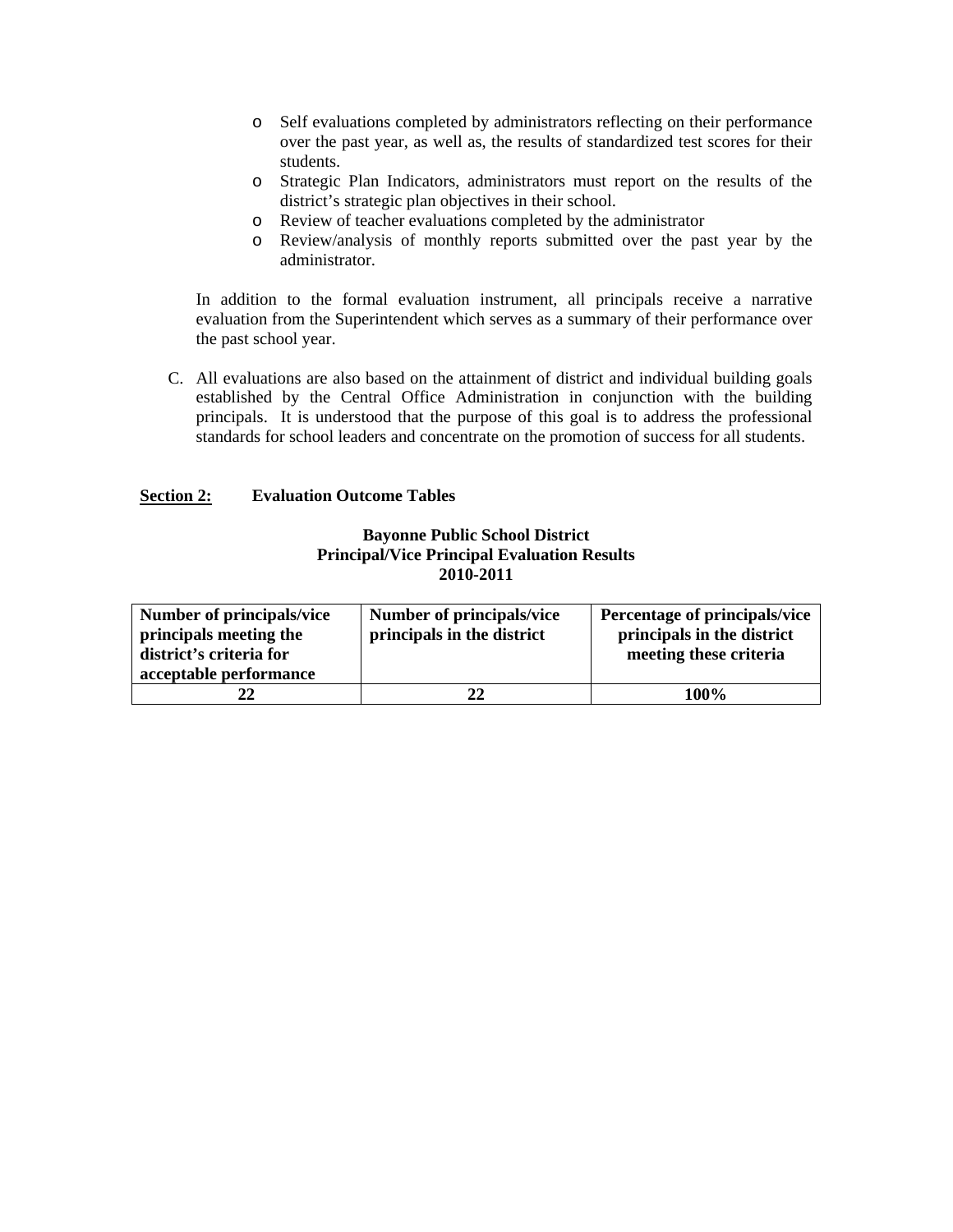- Self evaluations completed by administrators reflecting on their performance over the past year, as well as, the results of standardized test scores for their students.
- Strategic Plan Indicators, administrators must report on the results of the district's strategic plan objectives in their school.
- Review of teacher evaluations completed by the administrator
- Review/analysis of monthly reports submitted over the past year by the administrator.

In addition to the formal evaluation instrument, all principals receive a narrative evaluation from the Superintendent which serves as a summary of their performance over the past school year.

C. All evaluations are also based on the attainment of district and individual building goals established by the Central Office Administration in conjunction with the building principals. It is understood that the purpose of this goal is to address the professional standards for school leaders and concentrate on the promotion of success for all students.

## Section 2: Evaluation Outcome Tables

**Bayonne Public School District**
**Principal/Vice Principal Evaluation Results**
**2010-2011**

| Number of principals/vice principals meeting the district's criteria for acceptable performance | Number of principals/vice principals in the district | Percentage of principals/vice principals in the district meeting these criteria |
|---|---|---|
| **22** | **22** | **100%** |